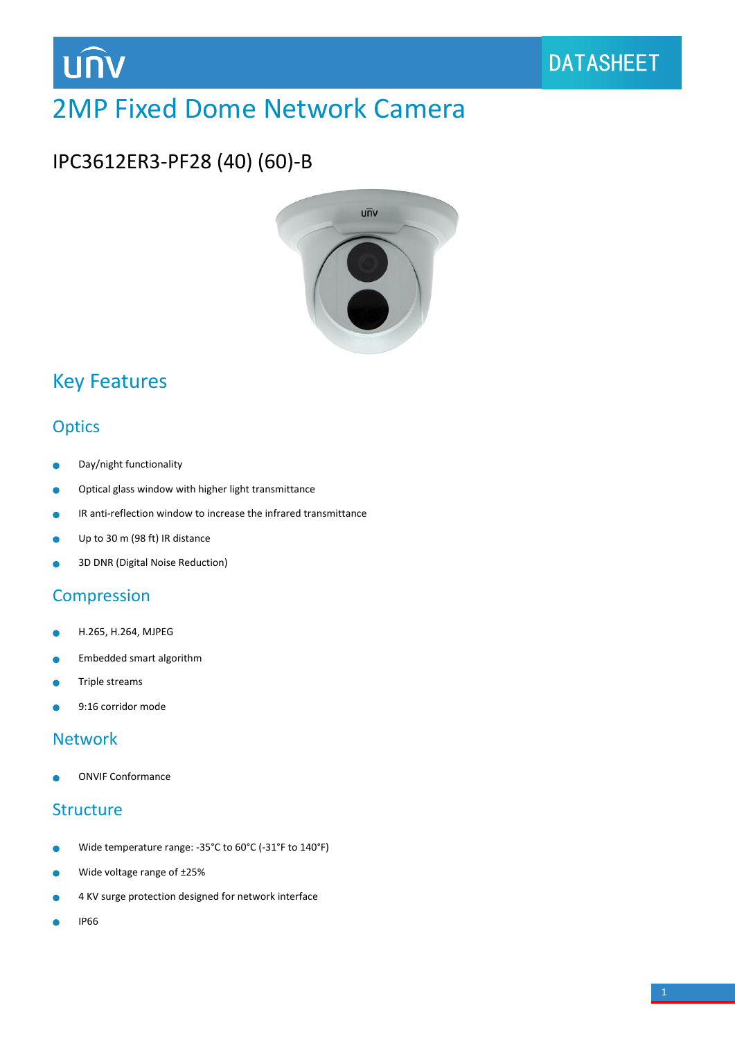unv

DATASHEET

# 2MP Fixed Dome Network Camera

## IPC3612ER3-PF28 (40) (60)-B

## Key Features

### Optics

- Day/night functionality
- Optical glass window with higher light transmittance
- IR anti-reflection window to increase the infrared transmittance
- Up to 30 m (98 ft) IR distance
- 3D DNR (Digital Noise Reduction)

### Compression

- H.265, H.264, MJPEG
- Embedded smart algorithm
- Triple streams
- 9:16 corridor mode

### Network

- ONVIF Conformance

### Structure

- Wide temperature range: -35°C to 60°C (-31°F to 140°F)
- Wide voltage range of ±25%
- 4 KV surge protection designed for network interface
- IP66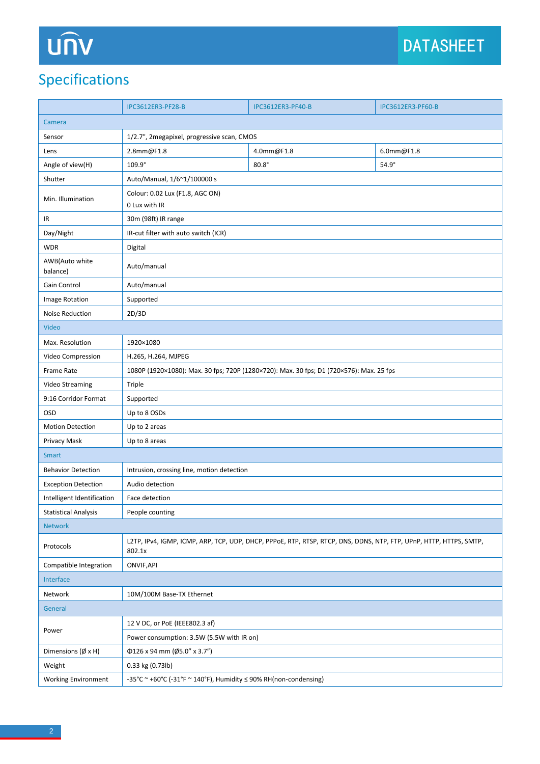# Specifications

| | IPC3612ER3-PF28-B | IPC3612ER3-PF40-B | IPC3612ER3-PF60-B |
|---|---|---|---|
| **Camera** | | | |
| Sensor | 1/2.7", 2megapixel, progressive scan, CMOS | | |
| Lens | 2.8mm@F1.8 | 4.0mm@F1.8 | 6.0mm@F1.8 |
| Angle of view(H) | 109.9° | 80.8° | 54.9° |
| Shutter | Auto/Manual, 1/6~1/100000 s | | |
| Min. Illumination | Colour: 0.02 Lux (F1.8, AGC ON)<br>0 Lux with IR | | |
| IR | 30m (98ft) IR range | | |
| Day/Night | IR-cut filter with auto switch (ICR) | | |
| WDR | Digital | | |
| AWB(Auto white balance) | Auto/manual | | |
| Gain Control | Auto/manual | | |
| Image Rotation | Supported | | |
| Noise Reduction | 2D/3D | | |
| **Video** | | | |
| Max. Resolution | 1920×1080 | | |
| Video Compression | H.265, H.264, MJPEG | | |
| Frame Rate | 1080P (1920×1080): Max. 30 fps; 720P (1280×720): Max. 30 fps; D1 (720×576): Max. 25 fps | | |
| Video Streaming | Triple | | |
| 9:16 Corridor Format | Supported | | |
| OSD | Up to 8 OSDs | | |
| Motion Detection | Up to 2 areas | | |
| Privacy Mask | Up to 8 areas | | |
| **Smart** | | | |
| Behavior Detection | Intrusion, crossing line, motion detection | | |
| Exception Detection | Audio detection | | |
| Intelligent Identification | Face detection | | |
| Statistical Analysis | People counting | | |
| **Network** | | | |
| Protocols | L2TP, IPv4, IGMP, ICMP, ARP, TCP, UDP, DHCP, PPPoE, RTP, RTSP, RTCP, DNS, DDNS, NTP, FTP, UPnP, HTTP, HTTPS, SMTP, 802.1x | | |
| Compatible Integration | ONVIF,API | | |
| **Interface** | | | |
| Network | 10M/100M Base-TX Ethernet | | |
| **General** | | | |
| Power | 12 V DC, or PoE (IEEE802.3 af)<br>Power consumption: 3.5W (5.5W with IR on) | | |
| Dimensions (Ø x H) | Φ126 x 94 mm (Ø5.0" x 3.7") | | |
| Weight | 0.33 kg (0.73lb) | | |
| Working Environment | -35°C ~ +60°C (-31°F ~ 140°F), Humidity ≤ 90% RH(non-condensing) | | |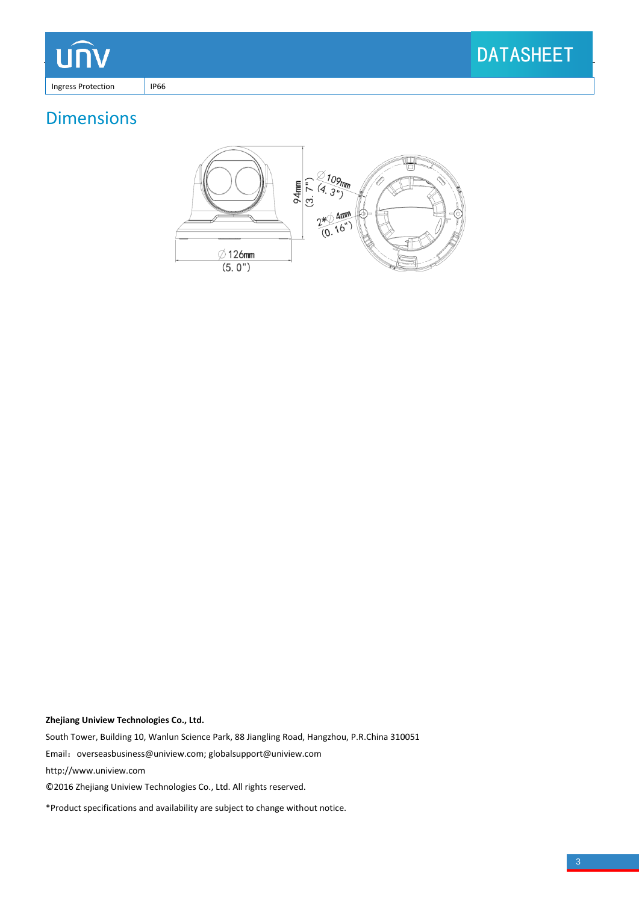| | |
|---|---|
| Ingress Protection | IP66 |

## Dimensions

94mm
(3.7")
∅109mm
(4.3")
2*∅4mm
(0.16")
∅126mm
(5.0")

**Zhejiang Uniview Technologies Co., Ltd.**

South Tower, Building 10, Wanlun Science Park, 88 Jiangling Road, Hangzhou, P.R.China 310051

Email：overseasbusiness@uniview.com; globalsupport@uniview.com

http://www.uniview.com

©2016 Zhejiang Uniview Technologies Co., Ltd. All rights reserved.

*Product specifications and availability are subject to change without notice.